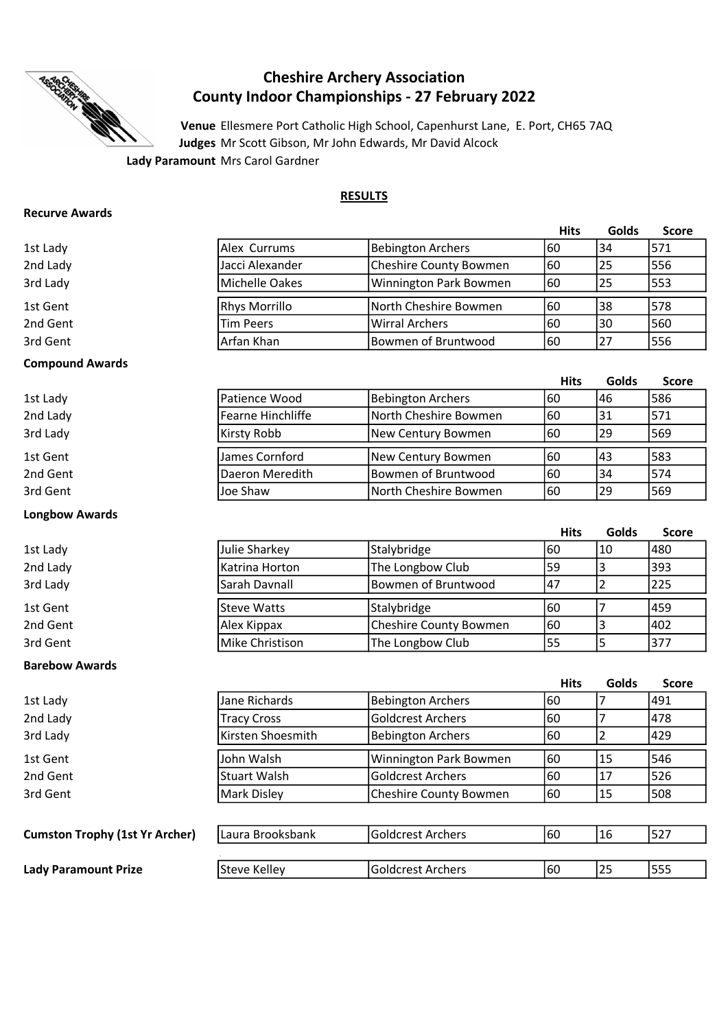# Cheshire Archery Association
## County Indoor Championships - 27 February 2022

**Venue** Ellesmere Port Catholic High School, Capenhurst Lane, E. Port, CH65 7AQ
**Judges** Mr Scott Gibson, Mr John Edwards, Mr David Alcock
**Lady Paramount** Mrs Carol Gardner

**RESULTS**

### Recurve Awards

| | Name | Club | Hits | Golds | Score |
|---|---|---|---|---|---|
| 1st Lady | Alex Currums | Bebington Archers | 60 | 34 | 571 |
| 2nd Lady | Jacci Alexander | Cheshire County Bowmen | 60 | 25 | 556 |
| 3rd Lady | Michelle Oakes | Winnington Park Bowmen | 60 | 25 | 553 |
| 1st Gent | Rhys Morrillo | North Cheshire Bowmen | 60 | 38 | 578 |
| 2nd Gent | Tim Peers | Wirral Archers | 60 | 30 | 560 |
| 3rd Gent | Arfan Khan | Bowmen of Bruntwood | 60 | 27 | 556 |

### Compound Awards

| | Name | Club | Hits | Golds | Score |
|---|---|---|---|---|---|
| 1st Lady | Patience Wood | Bebington Archers | 60 | 46 | 586 |
| 2nd Lady | Fearne Hinchliffe | North Cheshire Bowmen | 60 | 31 | 571 |
| 3rd Lady | Kirsty Robb | New Century Bowmen | 60 | 29 | 569 |
| 1st Gent | James Cornford | New Century Bowmen | 60 | 43 | 583 |
| 2nd Gent | Daeron Meredith | Bowmen of Bruntwood | 60 | 34 | 574 |
| 3rd Gent | Joe Shaw | North Cheshire Bowmen | 60 | 29 | 569 |

### Longbow Awards

| | Name | Club | Hits | Golds | Score |
|---|---|---|---|---|---|
| 1st Lady | Julie Sharkey | Stalybridge | 60 | 10 | 480 |
| 2nd Lady | Katrina Horton | The Longbow Club | 59 | 3 | 393 |
| 3rd Lady | Sarah Davnall | Bowmen of Bruntwood | 47 | 2 | 225 |
| 1st Gent | Steve Watts | Stalybridge | 60 | 7 | 459 |
| 2nd Gent | Alex Kippax | Cheshire County Bowmen | 60 | 3 | 402 |
| 3rd Gent | Mike Christison | The Longbow Club | 55 | 5 | 377 |

### Barebow Awards

| | Name | Club | Hits | Golds | Score |
|---|---|---|---|---|---|
| 1st Lady | Jane Richards | Bebington Archers | 60 | 7 | 491 |
| 2nd Lady | Tracy Cross | Goldcrest Archers | 60 | 7 | 478 |
| 3rd Lady | Kirsten Shoesmith | Bebington Archers | 60 | 2 | 429 |
| 1st Gent | John Walsh | Winnington Park Bowmen | 60 | 15 | 546 |
| 2nd Gent | Stuart Walsh | Goldcrest Archers | 60 | 17 | 526 |
| 3rd Gent | Mark Disley | Cheshire County Bowmen | 60 | 15 | 508 |

| | Name | Club | Hits | Golds | Score |
|---|---|---|---|---|---|
| **Cumston Trophy (1st Yr Archer)** | Laura Brooksbank | Goldcrest Archers | 60 | 16 | 527 |
| **Lady Paramount Prize** | Steve Kelley | Goldcrest Archers | 60 | 25 | 555 |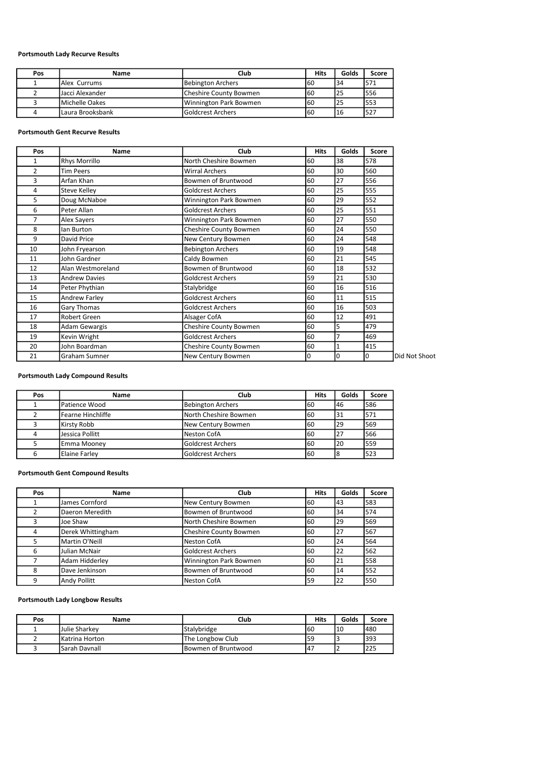**Portsmouth Lady Recurve Results**

| Pos | Name | Club | Hits | Golds | Score |
|---|---|---|---|---|---|
| 1 | Alex Currums | Bebington Archers | 60 | 34 | 571 |
| 2 | Jacci Alexander | Cheshire County Bowmen | 60 | 25 | 556 |
| 3 | Michelle Oakes | Winnington Park Bowmen | 60 | 25 | 553 |
| 4 | Laura Brooksbank | Goldcrest Archers | 60 | 16 | 527 |

**Portsmouth Gent Recurve Results**

| Pos | Name | Club | Hits | Golds | Score | |
|---|---|---|---|---|---|---|
| 1 | Rhys Morrillo | North Cheshire Bowmen | 60 | 38 | 578 | |
| 2 | Tim Peers | Wirral Archers | 60 | 30 | 560 | |
| 3 | Arfan Khan | Bowmen of Bruntwood | 60 | 27 | 556 | |
| 4 | Steve Kelley | Goldcrest Archers | 60 | 25 | 555 | |
| 5 | Doug McNaboe | Winnington Park Bowmen | 60 | 29 | 552 | |
| 6 | Peter Allan | Goldcrest Archers | 60 | 25 | 551 | |
| 7 | Alex Sayers | Winnington Park Bowmen | 60 | 27 | 550 | |
| 8 | Ian Burton | Cheshire County Bowmen | 60 | 24 | 550 | |
| 9 | David Price | New Century Bowmen | 60 | 24 | 548 | |
| 10 | John Fryearson | Bebington Archers | 60 | 19 | 548 | |
| 11 | John Gardner | Caldy Bowmen | 60 | 21 | 545 | |
| 12 | Alan Westmoreland | Bowmen of Bruntwood | 60 | 18 | 532 | |
| 13 | Andrew Davies | Goldcrest Archers | 59 | 21 | 530 | |
| 14 | Peter Phythian | Stalybridge | 60 | 16 | 516 | |
| 15 | Andrew Farley | Goldcrest Archers | 60 | 11 | 515 | |
| 16 | Gary Thomas | Goldcrest Archers | 60 | 16 | 503 | |
| 17 | Robert Green | Alsager CofA | 60 | 12 | 491 | |
| 18 | Adam Gewargis | Cheshire County Bowmen | 60 | 5 | 479 | |
| 19 | Kevin Wright | Goldcrest Archers | 60 | 7 | 469 | |
| 20 | John Boardman | Cheshire County Bowmen | 60 | 1 | 415 | |
| 21 | Graham Sumner | New Century Bowmen | 0 | 0 | 0 | Did Not Shoot |

**Portsmouth Lady Compound Results**

| Pos | Name | Club | Hits | Golds | Score |
|---|---|---|---|---|---|
| 1 | Patience Wood | Bebington Archers | 60 | 46 | 586 |
| 2 | Fearne Hinchliffe | North Cheshire Bowmen | 60 | 31 | 571 |
| 3 | Kirsty Robb | New Century Bowmen | 60 | 29 | 569 |
| 4 | Jessica Pollitt | Neston CofA | 60 | 27 | 566 |
| 5 | Emma Mooney | Goldcrest Archers | 60 | 20 | 559 |
| 6 | Elaine Farley | Goldcrest Archers | 60 | 8 | 523 |

**Portsmouth Gent Compound Results**

| Pos | Name | Club | Hits | Golds | Score |
|---|---|---|---|---|---|
| 1 | James Cornford | New Century Bowmen | 60 | 43 | 583 |
| 2 | Daeron Meredith | Bowmen of Bruntwood | 60 | 34 | 574 |
| 3 | Joe Shaw | North Cheshire Bowmen | 60 | 29 | 569 |
| 4 | Derek Whittingham | Cheshire County Bowmen | 60 | 27 | 567 |
| 5 | Martin O'Neill | Neston CofA | 60 | 24 | 564 |
| 6 | Julian McNair | Goldcrest Archers | 60 | 22 | 562 |
| 7 | Adam Hidderley | Winnington Park Bowmen | 60 | 21 | 558 |
| 8 | Dave Jenkinson | Bowmen of Bruntwood | 60 | 14 | 552 |
| 9 | Andy Pollitt | Neston CofA | 59 | 22 | 550 |

**Portsmouth Lady Longbow Results**

| Pos | Name | Club | Hits | Golds | Score |
|---|---|---|---|---|---|
| 1 | Julie Sharkey | Stalybridge | 60 | 10 | 480 |
| 2 | Katrina Horton | The Longbow Club | 59 | 3 | 393 |
| 3 | Sarah Davnall | Bowmen of Bruntwood | 47 | 2 | 225 |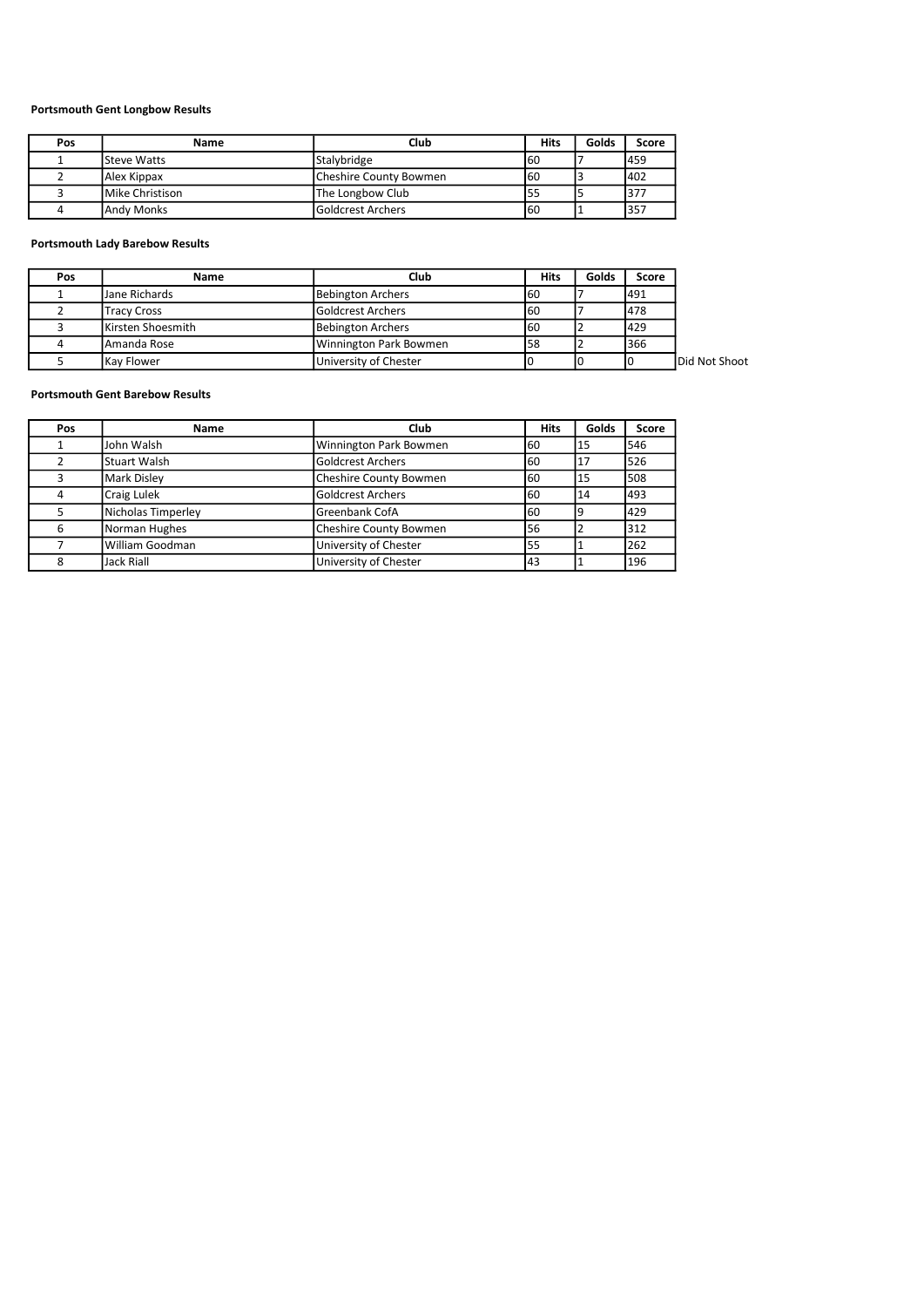**Portsmouth Gent Longbow Results**

| Pos | Name | Club | Hits | Golds | Score |
|---|---|---|---|---|---|
| 1 | Steve Watts | Stalybridge | 60 | 7 | 459 |
| 2 | Alex Kippax | Cheshire County Bowmen | 60 | 3 | 402 |
| 3 | Mike Christison | The Longbow Club | 55 | 5 | 377 |
| 4 | Andy Monks | Goldcrest Archers | 60 | 1 | 357 |

**Portsmouth Lady Barebow Results**

| Pos | Name | Club | Hits | Golds | Score | |
|---|---|---|---|---|---|---|
| 1 | Jane Richards | Bebington Archers | 60 | 7 | 491 | |
| 2 | Tracy Cross | Goldcrest Archers | 60 | 7 | 478 | |
| 3 | Kirsten Shoesmith | Bebington Archers | 60 | 2 | 429 | |
| 4 | Amanda Rose | Winnington Park Bowmen | 58 | 2 | 366 | |
| 5 | Kay Flower | University of Chester | 0 | 0 | 0 | Did Not Shoot |

**Portsmouth Gent Barebow Results**

| Pos | Name | Club | Hits | Golds | Score |
|---|---|---|---|---|---|
| 1 | John Walsh | Winnington Park Bowmen | 60 | 15 | 546 |
| 2 | Stuart Walsh | Goldcrest Archers | 60 | 17 | 526 |
| 3 | Mark Disley | Cheshire County Bowmen | 60 | 15 | 508 |
| 4 | Craig Lulek | Goldcrest Archers | 60 | 14 | 493 |
| 5 | Nicholas Timperley | Greenbank CofA | 60 | 9 | 429 |
| 6 | Norman Hughes | Cheshire County Bowmen | 56 | 2 | 312 |
| 7 | William Goodman | University of Chester | 55 | 1 | 262 |
| 8 | Jack Riall | University of Chester | 43 | 1 | 196 |